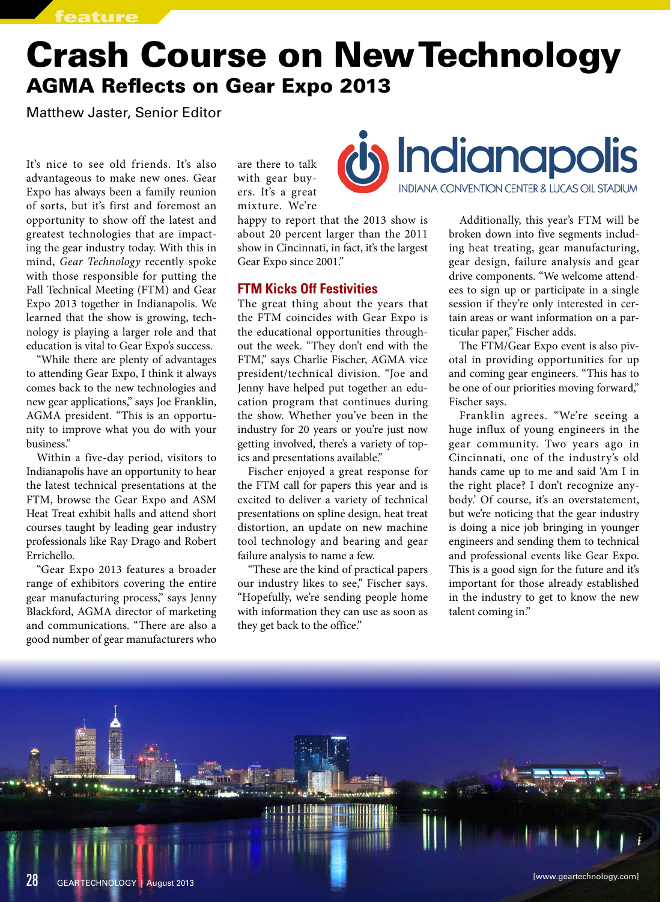# Crash Course on New Technology

## AGMA Reflects on Gear Expo 2013

Matthew Jaster, Senior Editor

It's nice to see old friends. It's also advantageous to make new ones. Gear Expo has always been a family reunion of sorts, but it's first and foremost an opportunity to show off the latest and greatest technologies that are impacting the gear industry today. With this in mind, *Gear Technology* recently spoke with those responsible for putting the Fall Technical Meeting (FTM) and Gear Expo 2013 together in Indianapolis. We learned that the show is growing, technology is playing a larger role and that education is vital to Gear Expo's success.

"While there are plenty of advantages to attending Gear Expo, I think it always comes back to the new technologies and new gear applications," says Joe Franklin, AGMA president. "This is an opportunity to improve what you do with your business."

Within a five-day period, visitors to Indianapolis have an opportunity to hear the latest technical presentations at the FTM, browse the Gear Expo and ASM Heat Treat exhibit halls and attend short courses taught by leading gear industry professionals like Ray Drago and Robert Errichello.

"Gear Expo 2013 features a broader range of exhibitors covering the entire gear manufacturing process," says Jenny Blackford, AGMA director of marketing and communications. "There are also a good number of gear manufacturers who are there to talk with gear buyers. It's a great mixture. We're happy to report that the 2013 show is about 20 percent larger than the 2011 show in Cincinnati, in fact, it's the largest Gear Expo since 2001."

Indianapolis
INDIANA CONVENTION CENTER & LUCAS OIL STADIUM

### FTM Kicks Off Festivities

The great thing about the years that the FTM coincides with Gear Expo is the educational opportunities throughout the week. "They don't end with the FTM," says Charlie Fischer, AGMA vice president/technical division. "Joe and Jenny have helped put together an education program that continues during the show. Whether you've been in the industry for 20 years or you're just now getting involved, there's a variety of topics and presentations available."

Fischer enjoyed a great response for the FTM call for papers this year and is excited to deliver a variety of technical presentations on spline design, heat treat distortion, an update on new machine tool technology and bearing and gear failure analysis to name a few.

"These are the kind of practical papers our industry likes to see," Fischer says. "Hopefully, we're sending people home with information they can use as soon as they get back to the office."

Additionally, this year's FTM will be broken down into five segments including heat treating, gear manufacturing, gear design, failure analysis and gear drive components. "We welcome attendees to sign up or participate in a single session if they're only interested in certain areas or want information on a particular paper," Fischer adds.

The FTM/Gear Expo event is also pivotal in providing opportunities for up and coming gear engineers. "This has to be one of our priorities moving forward," Fischer says.

Franklin agrees. "We're seeing a huge influx of young engineers in the gear community. Two years ago in Cincinnati, one of the industry's old hands came up to me and said 'Am I in the right place? I don't recognize anybody.' Of course, it's an overstatement, but we're noticing that the gear industry is doing a nice job bringing in younger engineers and sending them to technical and professional events like Gear Expo. This is a good sign for the future and it's important for those already established in the industry to get to know the new talent coming in."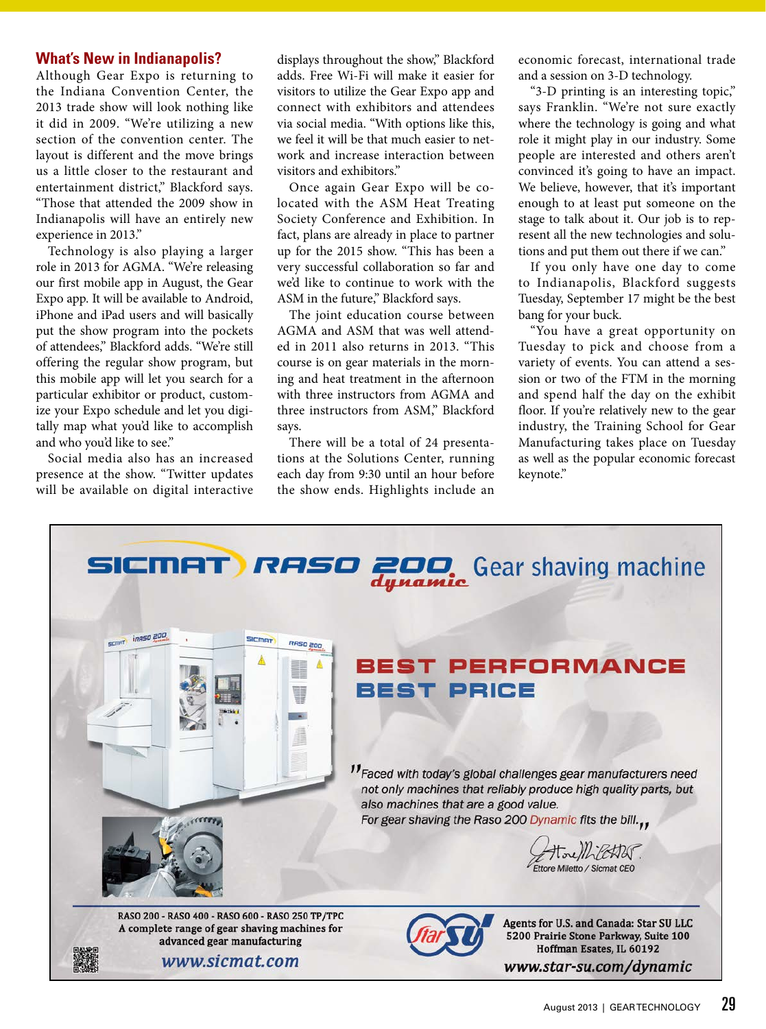## What's New in Indianapolis?

Although Gear Expo is returning to the Indiana Convention Center, the 2013 trade show will look nothing like it did in 2009. "We're utilizing a new section of the convention center. The layout is different and the move brings us a little closer to the restaurant and entertainment district," Blackford says. "Those that attended the 2009 show in Indianapolis will have an entirely new experience in 2013."

Technology is also playing a larger role in 2013 for AGMA. "We're releasing our first mobile app in August, the Gear Expo app. It will be available to Android, iPhone and iPad users and will basically put the show program into the pockets of attendees," Blackford adds. "We're still offering the regular show program, but this mobile app will let you search for a particular exhibitor or product, customize your Expo schedule and let you digitally map what you'd like to accomplish and who you'd like to see."

Social media also has an increased presence at the show. "Twitter updates will be available on digital interactive displays throughout the show," Blackford adds. Free Wi-Fi will make it easier for visitors to utilize the Gear Expo app and connect with exhibitors and attendees via social media. "With options like this, we feel it will be that much easier to network and increase interaction between visitors and exhibitors."

Once again Gear Expo will be co-located with the ASM Heat Treating Society Conference and Exhibition. In fact, plans are already in place to partner up for the 2015 show. "This has been a very successful collaboration so far and we'd like to continue to work with the ASM in the future," Blackford says.

The joint education course between AGMA and ASM that was well attended in 2011 also returns in 2013. "This course is on gear materials in the morning and heat treatment in the afternoon with three instructors from AGMA and three instructors from ASM," Blackford says.

There will be a total of 24 presentations at the Solutions Center, running each day from 9:30 until an hour before the show ends. Highlights include an economic forecast, international trade and a session on 3-D technology.

"3-D printing is an interesting topic," says Franklin. "We're not sure exactly where the technology is going and what role it might play in our industry. Some people are interested and others aren't convinced it's going to have an impact. We believe, however, that it's important enough to at least put someone on the stage to talk about it. Our job is to represent all the new technologies and solutions and put them out there if we can."

If you only have one day to come to Indianapolis, Blackford suggests Tuesday, September 17 might be the best bang for your buck.

"You have a great opportunity on Tuesday to pick and choose from a variety of events. You can attend a session or two of the FTM in the morning and spend half the day on the exhibit floor. If you're relatively new to the gear industry, the Training School for Gear Manufacturing takes place on Tuesday as well as the popular economic forecast keynote."

---

**SICMAT RASO 200 dynamic** Gear shaving machine

**BEST PERFORMANCE**
**BEST PRICE**

*"Faced with today's global challenges gear manufacturers need not only machines that reliably produce high quality parts, but also machines that are a good value. For gear shaving the Raso 200 Dynamic fits the bill."*

Ettore Miletto / Sicmat CEO

RASO 200 - RASO 400 - RASO 600 - RASO 250 TP/TPC
A complete range of gear shaving machines for advanced gear manufacturing
www.sicmat.com

Agents for U.S. and Canada: Star SU LLC
5200 Prairie Stone Parkway, Suite 100
Hoffman Esates, IL 60192
www.star-su.com/dynamic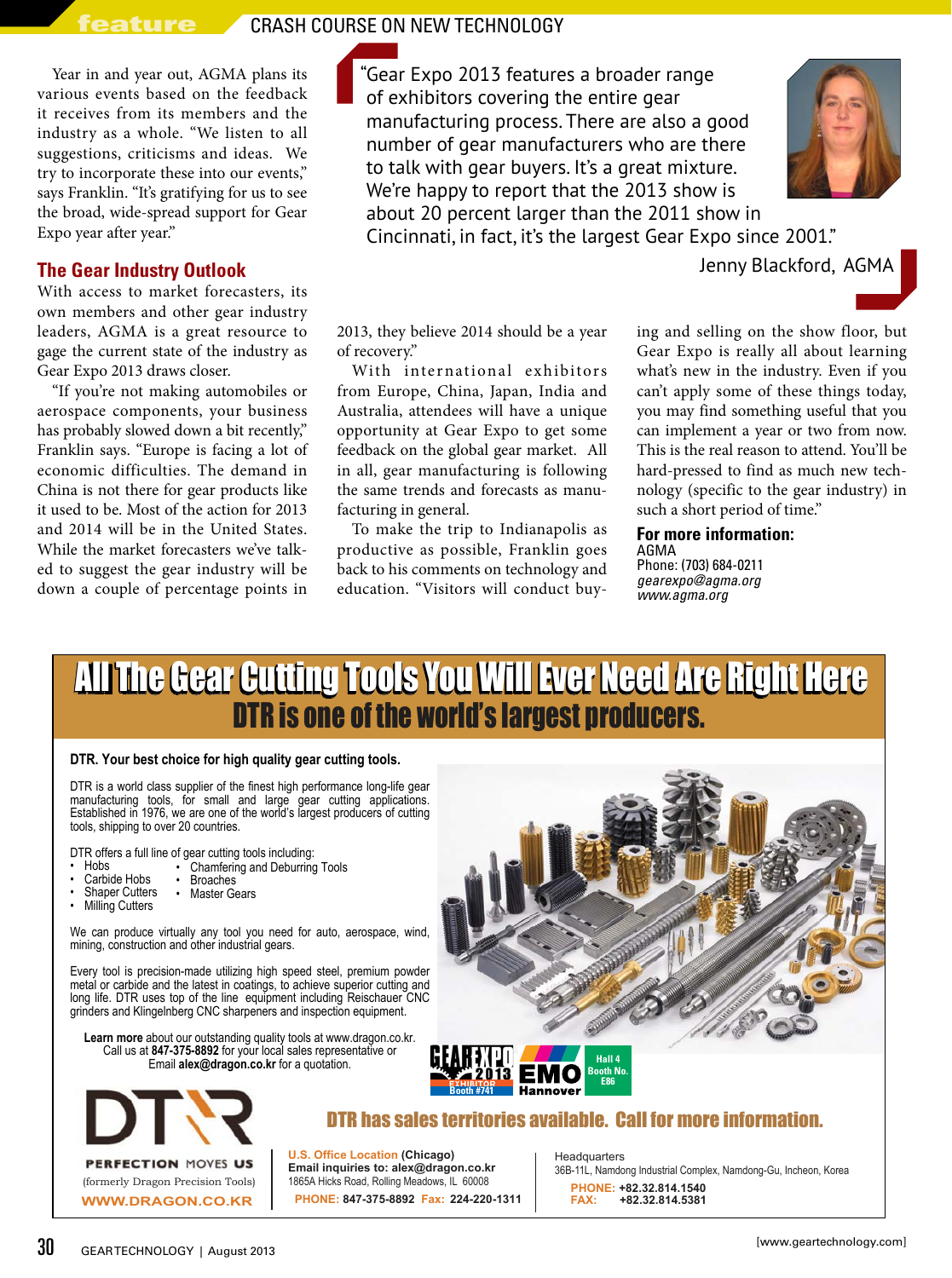Year in and year out, AGMA plans its various events based on the feedback it receives from its members and the industry as a whole. "We listen to all suggestions, criticisms and ideas. We try to incorporate these into our events," says Franklin. "It's gratifying for us to see the broad, wide-spread support for Gear Expo year after year."

> "Gear Expo 2013 features a broader range of exhibitors covering the entire gear manufacturing process. There are also a good number of gear manufacturers who are there to talk with gear buyers. It's a great mixture. We're happy to report that the 2013 show is about 20 percent larger than the 2011 show in Cincinnati, in fact, it's the largest Gear Expo since 2001."
>
> Jenny Blackford, AGMA

## The Gear Industry Outlook

With access to market forecasters, its own members and other gear industry leaders, AGMA is a great resource to gage the current state of the industry as Gear Expo 2013 draws closer.

"If you're not making automobiles or aerospace components, your business has probably slowed down a bit recently," Franklin says. "Europe is facing a lot of economic difficulties. The demand in China is not there for gear products like it used to be. Most of the action for 2013 and 2014 will be in the United States. While the market forecasters we've talked to suggest the gear industry will be down a couple of percentage points in 2013, they believe 2014 should be a year of recovery."

With international exhibitors from Europe, China, Japan, India and Australia, attendees will have a unique opportunity at Gear Expo to get some feedback on the global gear market. All in all, gear manufacturing is following the same trends and forecasts as manufacturing in general.

To make the trip to Indianapolis as productive as possible, Franklin goes back to his comments on technology and education. "Visitors will conduct buying and selling on the show floor, but Gear Expo is really all about learning what's new in the industry. Even if you can't apply some of these things today, you may find something useful that you can implement a year or two from now. This is the real reason to attend. You'll be hard-pressed to find as much new technology (specific to the gear industry) in such a short period of time."

**For more information:**
AGMA
Phone: (703) 684-0211
*gearexpo@agma.org*
*www.agma.org*

---

# All The Gear Cutting Tools You Will Ever Need Are Right Here

## DTR is one of the world's largest producers.

**DTR. Your best choice for high quality gear cutting tools.**

DTR is a world class supplier of the finest high performance long-life gear manufacturing tools, for small and large gear cutting applications. Established in 1976, we are one of the world's largest producers of cutting tools, shipping to over 20 countries.

DTR offers a full line of gear cutting tools including:

- Hobs
- Carbide Hobs
- Shaper Cutters
- Milling Cutters
- Chamfering and Deburring Tools
- Broaches
- Master Gears

We can produce virtually any tool you need for auto, aerospace, wind, mining, construction and other industrial gears.

Every tool is precision-made utilizing high speed steel, premium powder metal or carbide and the latest in coatings, to achieve superior cutting and long life. DTR uses top of the line equipment including Reischauer CNC grinders and Klingelnberg CNC sharpeners and inspection equipment.

**Learn more** about our outstanding quality tools at www.dragon.co.kr. Call us at **847-375-8892** for your local sales representative or Email **alex@dragon.co.kr** for a quotation.

GEAR EXPO 2013 EXHIBITOR Booth #741 | EMO Hannover Hall 4 Booth No. E86

**DTR has sales territories available. Call for more information.**

DTR
PERFECTION MOVES US
(formerly Dragon Precision Tools)
WWW.DRAGON.CO.KR

**U.S. Office Location (Chicago)**
**Email inquiries to: alex@dragon.co.kr**
1865A Hicks Road, Rolling Meadows, IL 60008
**PHONE: 847-375-8892 Fax: 224-220-1311**

Headquarters
36B-11L, Namdong Industrial Complex, Namdong-Gu, Incheon, Korea
**PHONE: +82.32.814.1540**
**FAX: +82.32.814.5381**